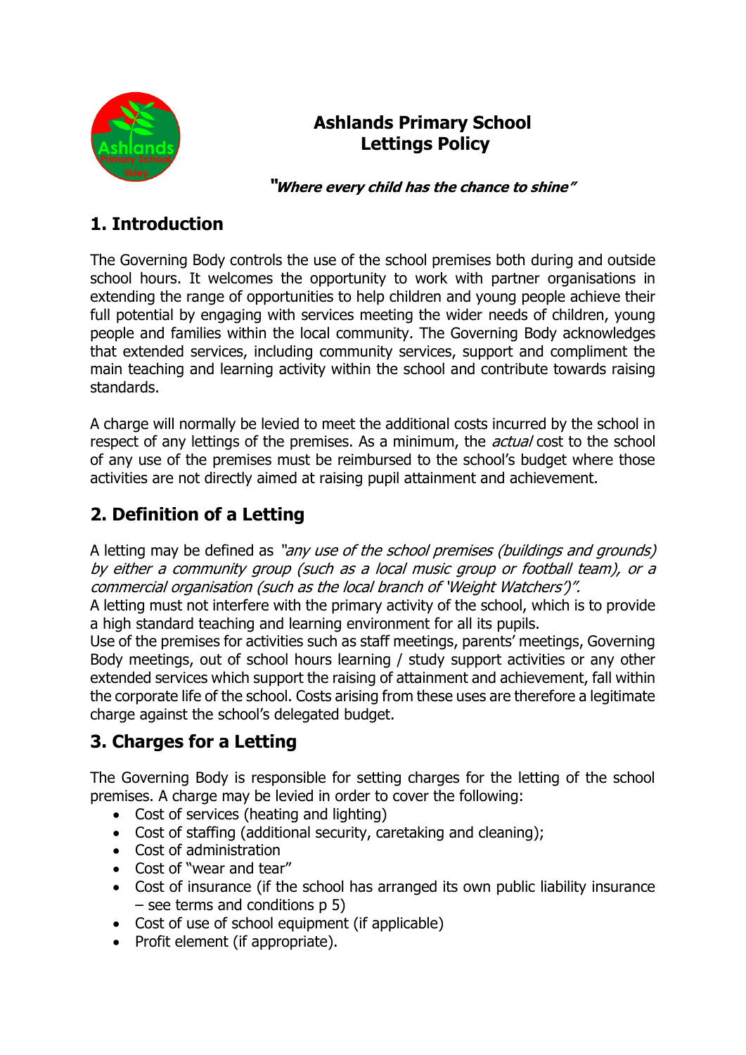# Ashlands Primary School
# Lettings Policy

***"Where every child has the chance to shine"***

## 1. Introduction

The Governing Body controls the use of the school premises both during and outside school hours. It welcomes the opportunity to work with partner organisations in extending the range of opportunities to help children and young people achieve their full potential by engaging with services meeting the wider needs of children, young people and families within the local community. The Governing Body acknowledges that extended services, including community services, support and compliment the main teaching and learning activity within the school and contribute towards raising standards.

A charge will normally be levied to meet the additional costs incurred by the school in respect of any lettings of the premises. As a minimum, the *actual* cost to the school of any use of the premises must be reimbursed to the school's budget where those activities are not directly aimed at raising pupil attainment and achievement.

## 2. Definition of a Letting

A letting may be defined as *"any use of the school premises (buildings and grounds) by either a community group (such as a local music group or football team), or a commercial organisation (such as the local branch of 'Weight Watchers')".*
A letting must not interfere with the primary activity of the school, which is to provide a high standard teaching and learning environment for all its pupils.
Use of the premises for activities such as staff meetings, parents' meetings, Governing Body meetings, out of school hours learning / study support activities or any other extended services which support the raising of attainment and achievement, fall within the corporate life of the school. Costs arising from these uses are therefore a legitimate charge against the school's delegated budget.

## 3. Charges for a Letting

The Governing Body is responsible for setting charges for the letting of the school premises. A charge may be levied in order to cover the following:

- Cost of services (heating and lighting)
- Cost of staffing (additional security, caretaking and cleaning);
- Cost of administration
- Cost of "wear and tear"
- Cost of insurance (if the school has arranged its own public liability insurance – see terms and conditions p 5)
- Cost of use of school equipment (if applicable)
- Profit element (if appropriate).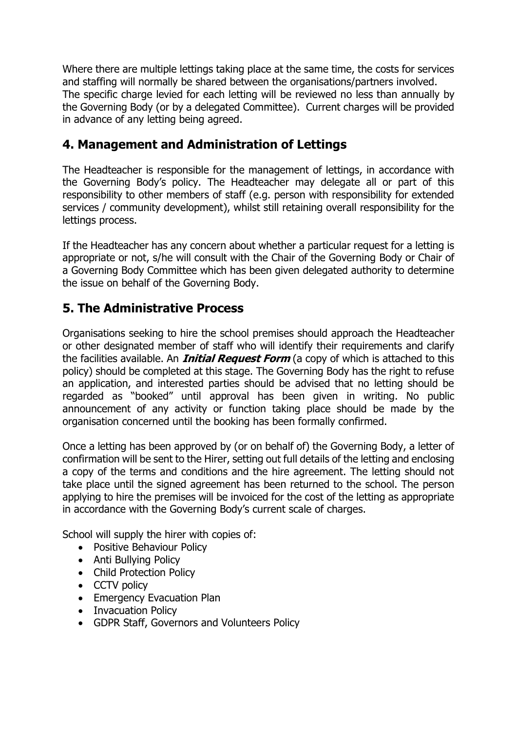Where there are multiple lettings taking place at the same time, the costs for services and staffing will normally be shared between the organisations/partners involved. The specific charge levied for each letting will be reviewed no less than annually by the Governing Body (or by a delegated Committee). Current charges will be provided in advance of any letting being agreed.

## 4. Management and Administration of Lettings

The Headteacher is responsible for the management of lettings, in accordance with the Governing Body's policy. The Headteacher may delegate all or part of this responsibility to other members of staff (e.g. person with responsibility for extended services / community development), whilst still retaining overall responsibility for the lettings process.

If the Headteacher has any concern about whether a particular request for a letting is appropriate or not, s/he will consult with the Chair of the Governing Body or Chair of a Governing Body Committee which has been given delegated authority to determine the issue on behalf of the Governing Body.

## 5. The Administrative Process

Organisations seeking to hire the school premises should approach the Headteacher or other designated member of staff who will identify their requirements and clarify the facilities available. An ***Initial Request Form*** (a copy of which is attached to this policy) should be completed at this stage. The Governing Body has the right to refuse an application, and interested parties should be advised that no letting should be regarded as "booked" until approval has been given in writing. No public announcement of any activity or function taking place should be made by the organisation concerned until the booking has been formally confirmed.

Once a letting has been approved by (or on behalf of) the Governing Body, a letter of confirmation will be sent to the Hirer, setting out full details of the letting and enclosing a copy of the terms and conditions and the hire agreement. The letting should not take place until the signed agreement has been returned to the school. The person applying to hire the premises will be invoiced for the cost of the letting as appropriate in accordance with the Governing Body's current scale of charges.

School will supply the hirer with copies of:

- Positive Behaviour Policy
- Anti Bullying Policy
- Child Protection Policy
- CCTV policy
- Emergency Evacuation Plan
- Invacuation Policy
- GDPR Staff, Governors and Volunteers Policy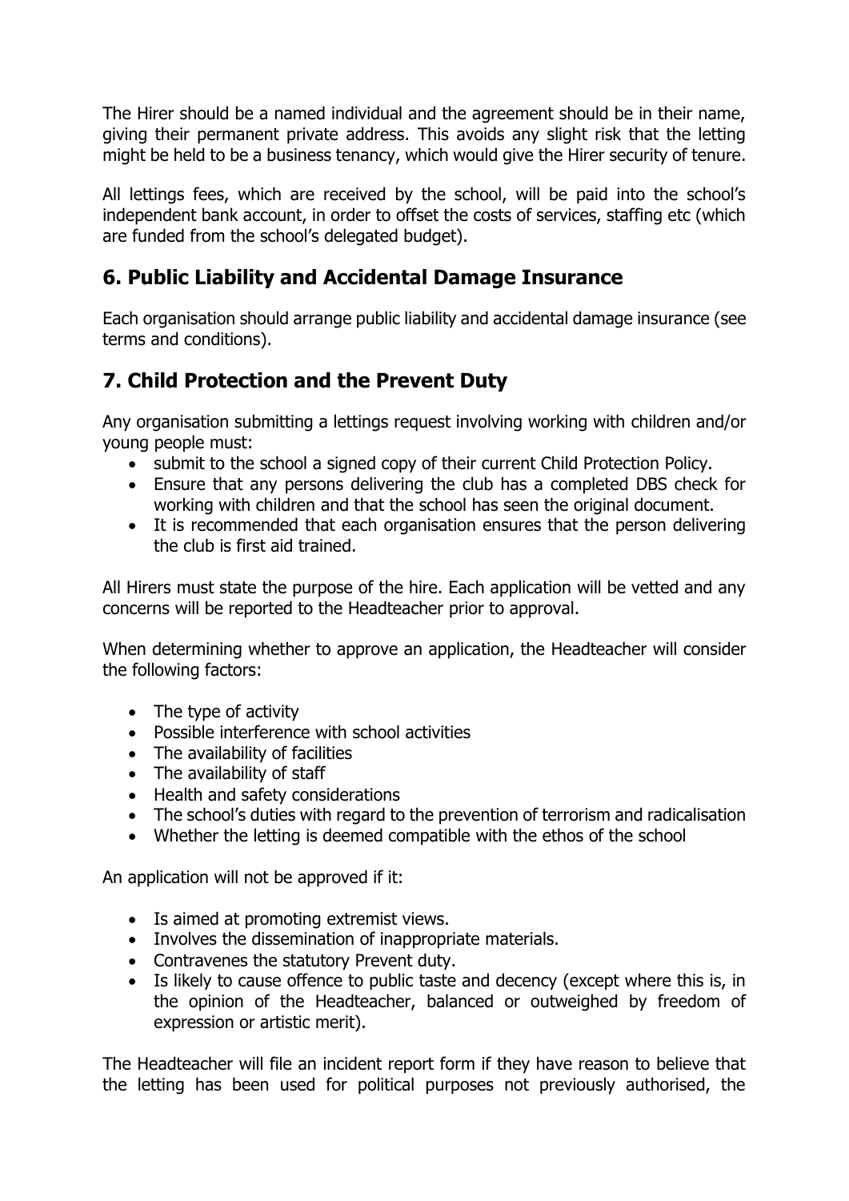The Hirer should be a named individual and the agreement should be in their name, giving their permanent private address. This avoids any slight risk that the letting might be held to be a business tenancy, which would give the Hirer security of tenure.

All lettings fees, which are received by the school, will be paid into the school's independent bank account, in order to offset the costs of services, staffing etc (which are funded from the school's delegated budget).

## 6. Public Liability and Accidental Damage Insurance

Each organisation should arrange public liability and accidental damage insurance (see terms and conditions).

## 7. Child Protection and the Prevent Duty

Any organisation submitting a lettings request involving working with children and/or young people must:

- submit to the school a signed copy of their current Child Protection Policy.
- Ensure that any persons delivering the club has a completed DBS check for working with children and that the school has seen the original document.
- It is recommended that each organisation ensures that the person delivering the club is first aid trained.

All Hirers must state the purpose of the hire. Each application will be vetted and any concerns will be reported to the Headteacher prior to approval.

When determining whether to approve an application, the Headteacher will consider the following factors:

- The type of activity
- Possible interference with school activities
- The availability of facilities
- The availability of staff
- Health and safety considerations
- The school's duties with regard to the prevention of terrorism and radicalisation
- Whether the letting is deemed compatible with the ethos of the school

An application will not be approved if it:

- Is aimed at promoting extremist views.
- Involves the dissemination of inappropriate materials.
- Contravenes the statutory Prevent duty.
- Is likely to cause offence to public taste and decency (except where this is, in the opinion of the Headteacher, balanced or outweighed by freedom of expression or artistic merit).

The Headteacher will file an incident report form if they have reason to believe that the letting has been used for political purposes not previously authorised, the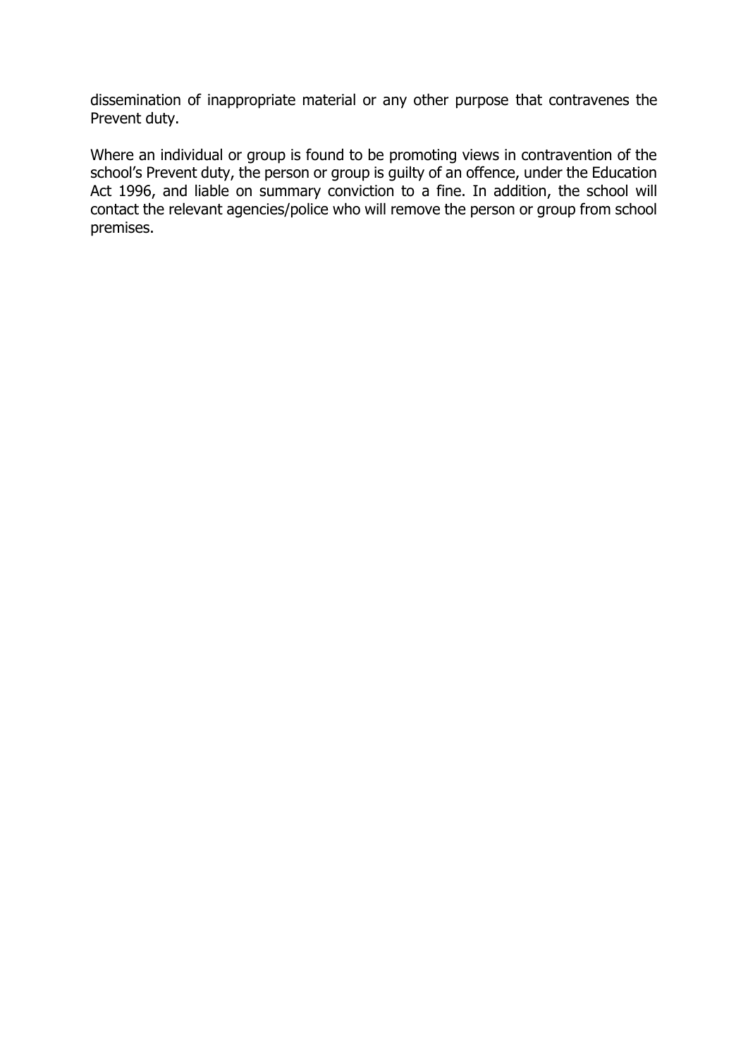dissemination of inappropriate material or any other purpose that contravenes the Prevent duty.

Where an individual or group is found to be promoting views in contravention of the school's Prevent duty, the person or group is guilty of an offence, under the Education Act 1996, and liable on summary conviction to a fine. In addition, the school will contact the relevant agencies/police who will remove the person or group from school premises.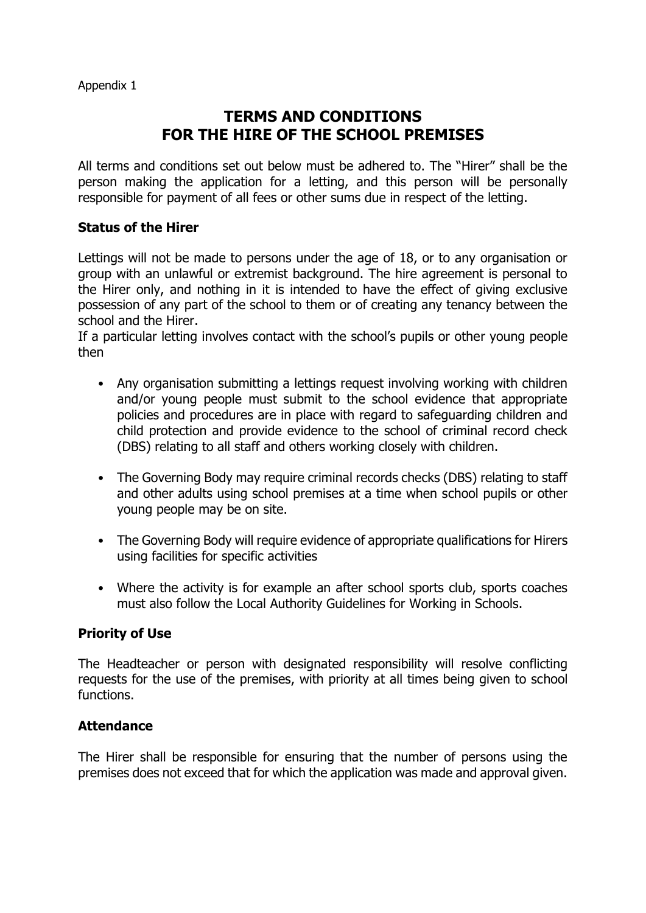Appendix 1

# TERMS AND CONDITIONS FOR THE HIRE OF THE SCHOOL PREMISES

All terms and conditions set out below must be adhered to. The "Hirer" shall be the person making the application for a letting, and this person will be personally responsible for payment of all fees or other sums due in respect of the letting.

## Status of the Hirer

Lettings will not be made to persons under the age of 18, or to any organisation or group with an unlawful or extremist background. The hire agreement is personal to the Hirer only, and nothing in it is intended to have the effect of giving exclusive possession of any part of the school to them or of creating any tenancy between the school and the Hirer.

If a particular letting involves contact with the school's pupils or other young people then

- Any organisation submitting a lettings request involving working with children and/or young people must submit to the school evidence that appropriate policies and procedures are in place with regard to safeguarding children and child protection and provide evidence to the school of criminal record check (DBS) relating to all staff and others working closely with children.
- The Governing Body may require criminal records checks (DBS) relating to staff and other adults using school premises at a time when school pupils or other young people may be on site.
- The Governing Body will require evidence of appropriate qualifications for Hirers using facilities for specific activities
- Where the activity is for example an after school sports club, sports coaches must also follow the Local Authority Guidelines for Working in Schools.

## Priority of Use

The Headteacher or person with designated responsibility will resolve conflicting requests for the use of the premises, with priority at all times being given to school functions.

## Attendance

The Hirer shall be responsible for ensuring that the number of persons using the premises does not exceed that for which the application was made and approval given.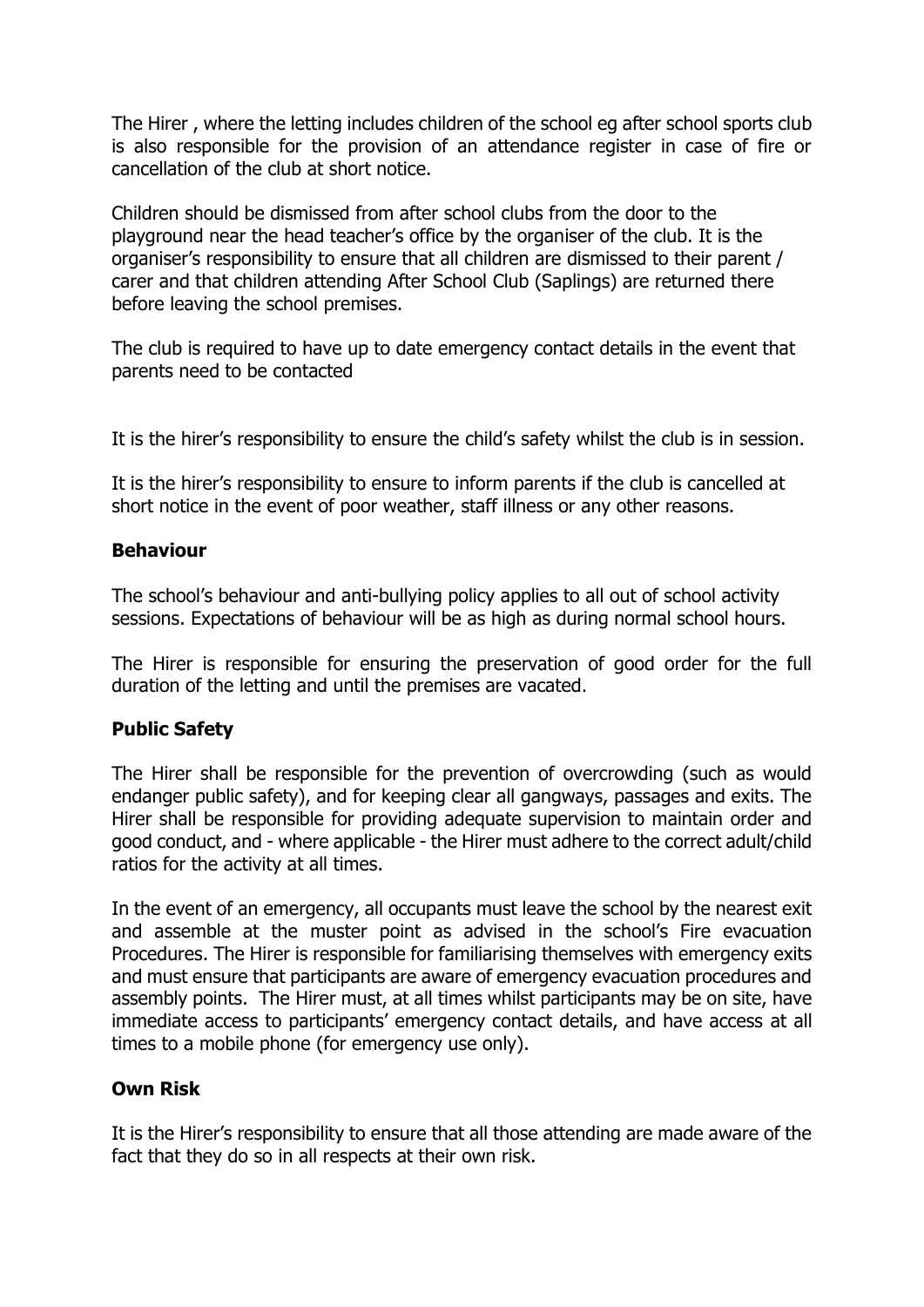The Hirer , where the letting includes children of the school eg after school sports club is also responsible for the provision of an attendance register in case of fire or cancellation of the club at short notice.

Children should be dismissed from after school clubs from the door to the playground near the head teacher's office by the organiser of the club. It is the organiser's responsibility to ensure that all children are dismissed to their parent / carer and that children attending After School Club (Saplings) are returned there before leaving the school premises.

The club is required to have up to date emergency contact details in the event that parents need to be contacted

It is the hirer's responsibility to ensure the child's safety whilst the club is in session.

It is the hirer's responsibility to ensure to inform parents if the club is cancelled at short notice in the event of poor weather, staff illness or any other reasons.

### Behaviour

The school's behaviour and anti-bullying policy applies to all out of school activity sessions. Expectations of behaviour will be as high as during normal school hours.

The Hirer is responsible for ensuring the preservation of good order for the full duration of the letting and until the premises are vacated.

### Public Safety

The Hirer shall be responsible for the prevention of overcrowding (such as would endanger public safety), and for keeping clear all gangways, passages and exits. The Hirer shall be responsible for providing adequate supervision to maintain order and good conduct, and - where applicable - the Hirer must adhere to the correct adult/child ratios for the activity at all times.

In the event of an emergency, all occupants must leave the school by the nearest exit and assemble at the muster point as advised in the school's Fire evacuation Procedures. The Hirer is responsible for familiarising themselves with emergency exits and must ensure that participants are aware of emergency evacuation procedures and assembly points. The Hirer must, at all times whilst participants may be on site, have immediate access to participants' emergency contact details, and have access at all times to a mobile phone (for emergency use only).

### Own Risk

It is the Hirer's responsibility to ensure that all those attending are made aware of the fact that they do so in all respects at their own risk.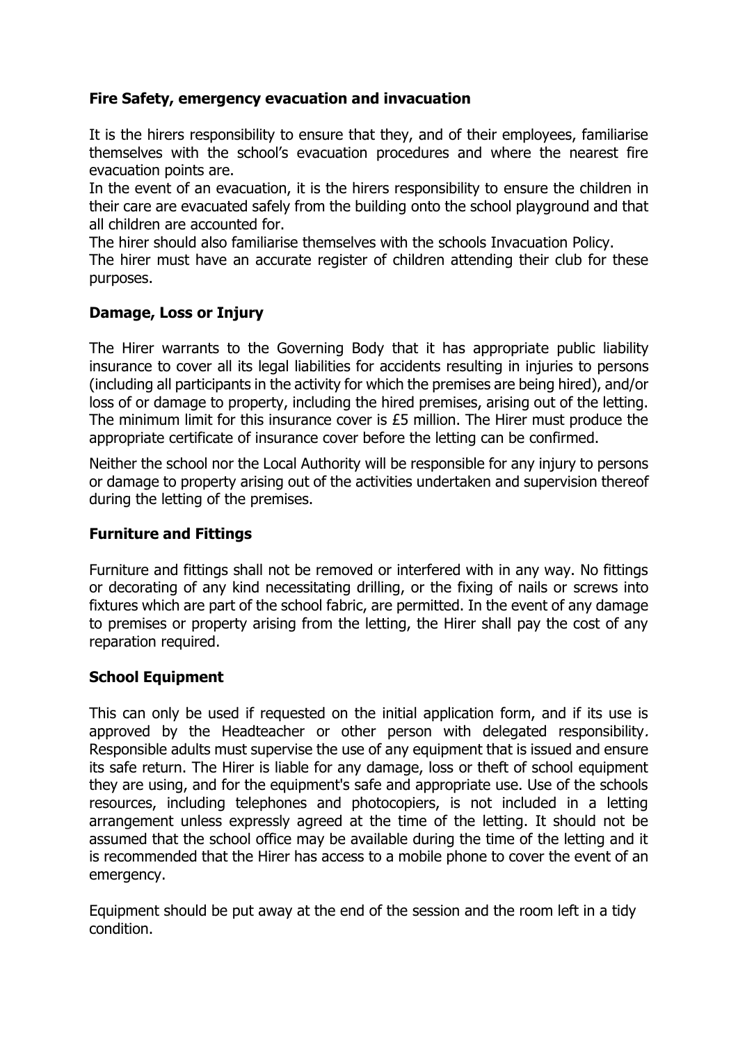**Fire Safety, emergency evacuation and invacuation**

It is the hirers responsibility to ensure that they, and of their employees, familiarise themselves with the school's evacuation procedures and where the nearest fire evacuation points are.
In the event of an evacuation, it is the hirers responsibility to ensure the children in their care are evacuated safely from the building onto the school playground and that all children are accounted for.
The hirer should also familiarise themselves with the schools Invacuation Policy.
The hirer must have an accurate register of children attending their club for these purposes.

**Damage, Loss or Injury**

The Hirer warrants to the Governing Body that it has appropriate public liability insurance to cover all its legal liabilities for accidents resulting in injuries to persons (including all participants in the activity for which the premises are being hired), and/or loss of or damage to property, including the hired premises, arising out of the letting. The minimum limit for this insurance cover is £5 million. The Hirer must produce the appropriate certificate of insurance cover before the letting can be confirmed.

Neither the school nor the Local Authority will be responsible for any injury to persons or damage to property arising out of the activities undertaken and supervision thereof during the letting of the premises.

**Furniture and Fittings**

Furniture and fittings shall not be removed or interfered with in any way. No fittings or decorating of any kind necessitating drilling, or the fixing of nails or screws into fixtures which are part of the school fabric, are permitted. In the event of any damage to premises or property arising from the letting, the Hirer shall pay the cost of any reparation required.

**School Equipment**

This can only be used if requested on the initial application form, and if its use is approved by the Headteacher or other person with delegated responsibility. Responsible adults must supervise the use of any equipment that is issued and ensure its safe return. The Hirer is liable for any damage, loss or theft of school equipment they are using, and for the equipment's safe and appropriate use. Use of the schools resources, including telephones and photocopiers, is not included in a letting arrangement unless expressly agreed at the time of the letting. It should not be assumed that the school office may be available during the time of the letting and it is recommended that the Hirer has access to a mobile phone to cover the event of an emergency.

Equipment should be put away at the end of the session and the room left in a tidy condition.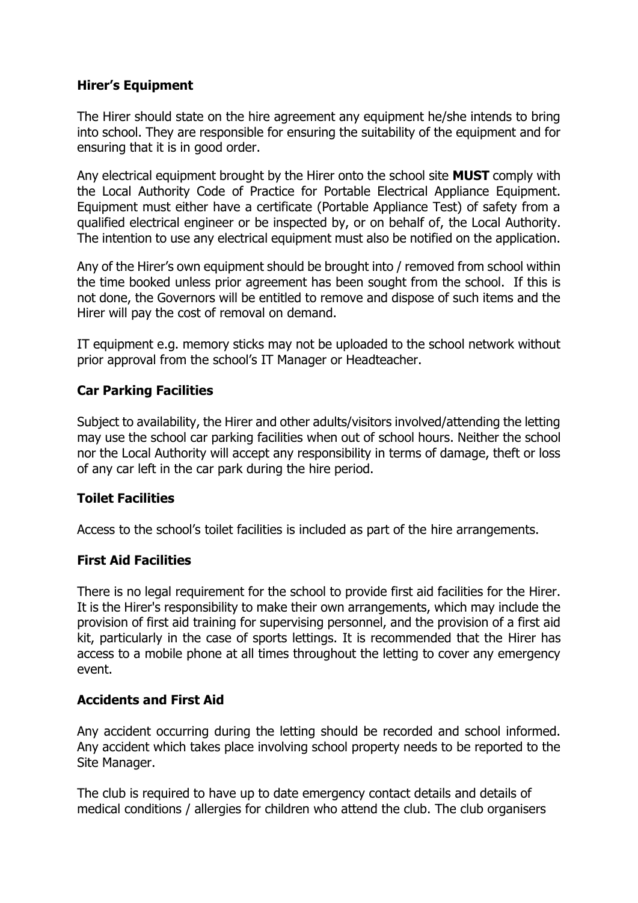## Hirer's Equipment

The Hirer should state on the hire agreement any equipment he/she intends to bring into school. They are responsible for ensuring the suitability of the equipment and for ensuring that it is in good order.

Any electrical equipment brought by the Hirer onto the school site **MUST** comply with the Local Authority Code of Practice for Portable Electrical Appliance Equipment. Equipment must either have a certificate (Portable Appliance Test) of safety from a qualified electrical engineer or be inspected by, or on behalf of, the Local Authority. The intention to use any electrical equipment must also be notified on the application.

Any of the Hirer's own equipment should be brought into / removed from school within the time booked unless prior agreement has been sought from the school. If this is not done, the Governors will be entitled to remove and dispose of such items and the Hirer will pay the cost of removal on demand.

IT equipment e.g. memory sticks may not be uploaded to the school network without prior approval from the school's IT Manager or Headteacher.

## Car Parking Facilities

Subject to availability, the Hirer and other adults/visitors involved/attending the letting may use the school car parking facilities when out of school hours. Neither the school nor the Local Authority will accept any responsibility in terms of damage, theft or loss of any car left in the car park during the hire period.

## Toilet Facilities

Access to the school's toilet facilities is included as part of the hire arrangements.

## First Aid Facilities

There is no legal requirement for the school to provide first aid facilities for the Hirer. It is the Hirer's responsibility to make their own arrangements, which may include the provision of first aid training for supervising personnel, and the provision of a first aid kit, particularly in the case of sports lettings. It is recommended that the Hirer has access to a mobile phone at all times throughout the letting to cover any emergency event.

## Accidents and First Aid

Any accident occurring during the letting should be recorded and school informed. Any accident which takes place involving school property needs to be reported to the Site Manager.

The club is required to have up to date emergency contact details and details of medical conditions / allergies for children who attend the club. The club organisers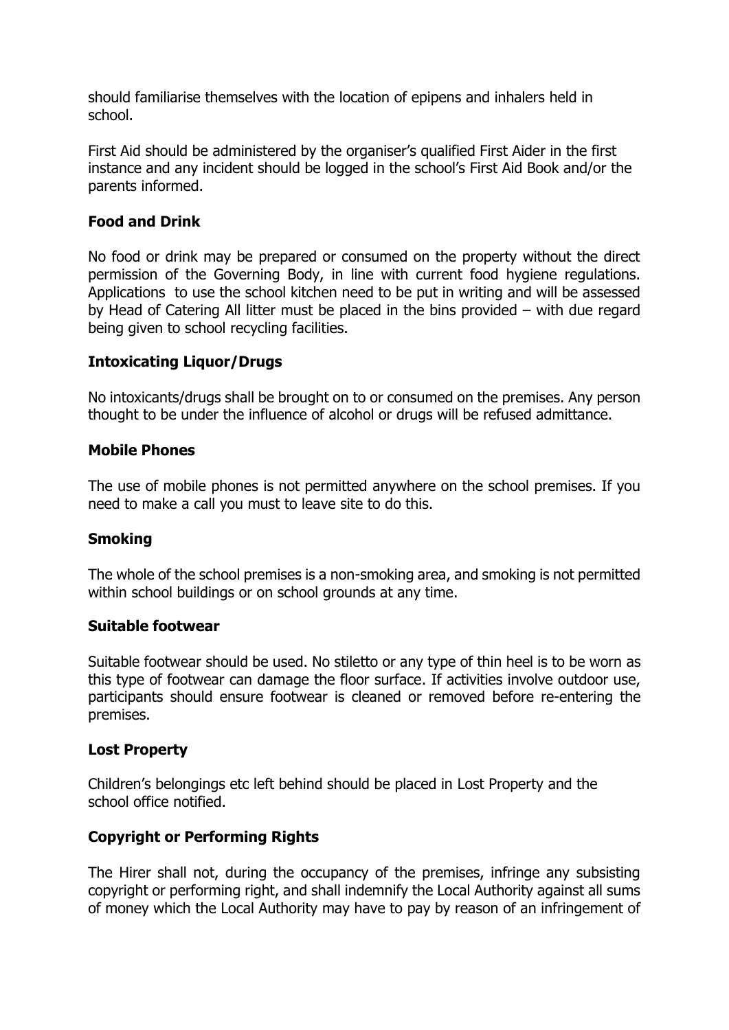should familiarise themselves with the location of epipens and inhalers held in school.

First Aid should be administered by the organiser's qualified First Aider in the first instance and any incident should be logged in the school's First Aid Book and/or the parents informed.

**Food and Drink**

No food or drink may be prepared or consumed on the property without the direct permission of the Governing Body, in line with current food hygiene regulations. Applications to use the school kitchen need to be put in writing and will be assessed by Head of Catering All litter must be placed in the bins provided – with due regard being given to school recycling facilities.

**Intoxicating Liquor/Drugs**

No intoxicants/drugs shall be brought on to or consumed on the premises. Any person thought to be under the influence of alcohol or drugs will be refused admittance.

**Mobile Phones**

The use of mobile phones is not permitted anywhere on the school premises. If you need to make a call you must to leave site to do this.

**Smoking**

The whole of the school premises is a non-smoking area, and smoking is not permitted within school buildings or on school grounds at any time.

**Suitable footwear**

Suitable footwear should be used. No stiletto or any type of thin heel is to be worn as this type of footwear can damage the floor surface. If activities involve outdoor use, participants should ensure footwear is cleaned or removed before re-entering the premises.

**Lost Property**

Children's belongings etc left behind should be placed in Lost Property and the school office notified.

**Copyright or Performing Rights**

The Hirer shall not, during the occupancy of the premises, infringe any subsisting copyright or performing right, and shall indemnify the Local Authority against all sums of money which the Local Authority may have to pay by reason of an infringement of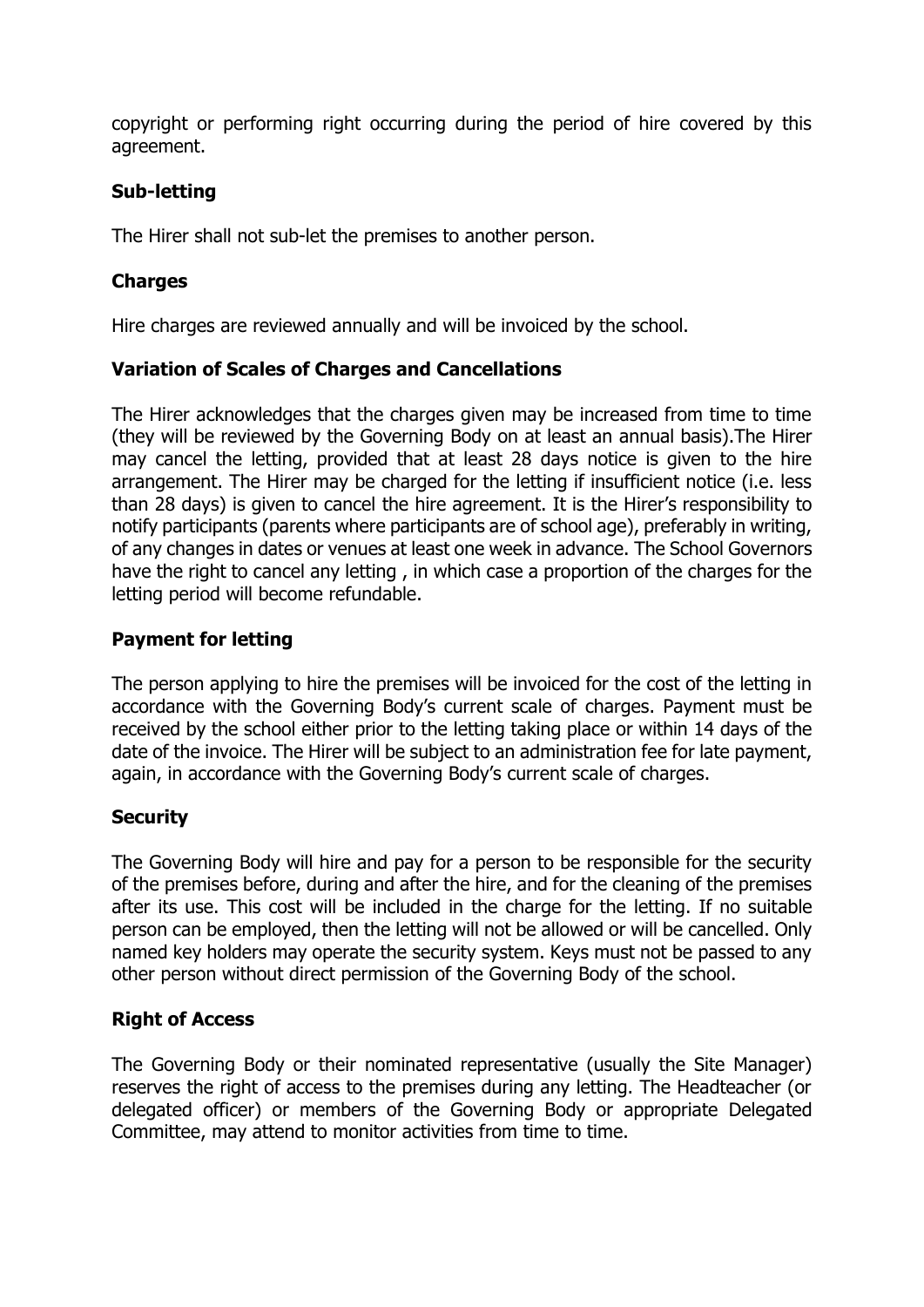copyright or performing right occurring during the period of hire covered by this agreement.

### Sub-letting

The Hirer shall not sub-let the premises to another person.

### Charges

Hire charges are reviewed annually and will be invoiced by the school.

### Variation of Scales of Charges and Cancellations

The Hirer acknowledges that the charges given may be increased from time to time (they will be reviewed by the Governing Body on at least an annual basis).The Hirer may cancel the letting, provided that at least 28 days notice is given to the hire arrangement. The Hirer may be charged for the letting if insufficient notice (i.e. less than 28 days) is given to cancel the hire agreement. It is the Hirer's responsibility to notify participants (parents where participants are of school age), preferably in writing, of any changes in dates or venues at least one week in advance. The School Governors have the right to cancel any letting , in which case a proportion of the charges for the letting period will become refundable.

### Payment for letting

The person applying to hire the premises will be invoiced for the cost of the letting in accordance with the Governing Body's current scale of charges. Payment must be received by the school either prior to the letting taking place or within 14 days of the date of the invoice. The Hirer will be subject to an administration fee for late payment, again, in accordance with the Governing Body's current scale of charges.

### Security

The Governing Body will hire and pay for a person to be responsible for the security of the premises before, during and after the hire, and for the cleaning of the premises after its use. This cost will be included in the charge for the letting. If no suitable person can be employed, then the letting will not be allowed or will be cancelled. Only named key holders may operate the security system. Keys must not be passed to any other person without direct permission of the Governing Body of the school.

### Right of Access

The Governing Body or their nominated representative (usually the Site Manager) reserves the right of access to the premises during any letting. The Headteacher (or delegated officer) or members of the Governing Body or appropriate Delegated Committee, may attend to monitor activities from time to time.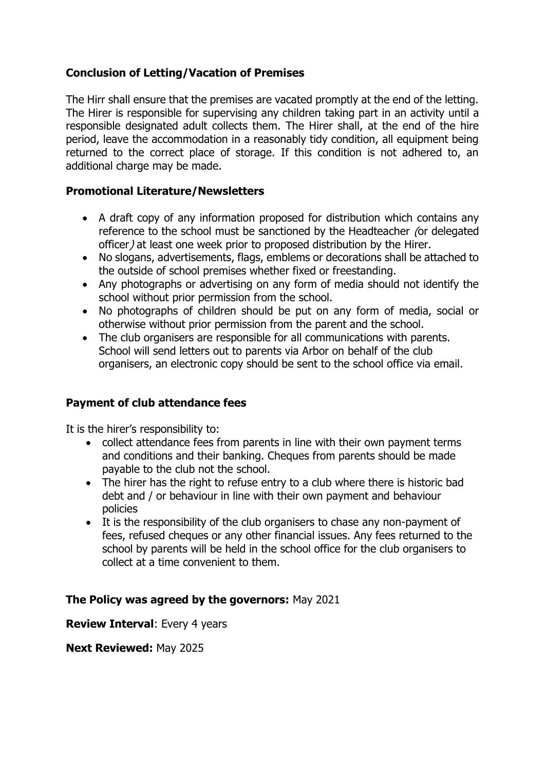### Conclusion of Letting/Vacation of Premises

The Hirr shall ensure that the premises are vacated promptly at the end of the letting. The Hirer is responsible for supervising any children taking part in an activity until a responsible designated adult collects them. The Hirer shall, at the end of the hire period, leave the accommodation in a reasonably tidy condition, all equipment being returned to the correct place of storage. If this condition is not adhered to, an additional charge may be made.

### Promotional Literature/Newsletters

- A draft copy of any information proposed for distribution which contains any reference to the school must be sanctioned by the Headteacher *(*or delegated officer*)* at least one week prior to proposed distribution by the Hirer.
- No slogans, advertisements, flags, emblems or decorations shall be attached to the outside of school premises whether fixed or freestanding.
- Any photographs or advertising on any form of media should not identify the school without prior permission from the school.
- No photographs of children should be put on any form of media, social or otherwise without prior permission from the parent and the school.
- The club organisers are responsible for all communications with parents. School will send letters out to parents via Arbor on behalf of the club organisers, an electronic copy should be sent to the school office via email.

### Payment of club attendance fees

It is the hirer's responsibility to:

- collect attendance fees from parents in line with their own payment terms and conditions and their banking. Cheques from parents should be made payable to the club not the school.
- The hirer has the right to refuse entry to a club where there is historic bad debt and / or behaviour in line with their own payment and behaviour policies
- It is the responsibility of the club organisers to chase any non-payment of fees, refused cheques or any other financial issues. Any fees returned to the school by parents will be held in the school office for the club organisers to collect at a time convenient to them.

**The Policy was agreed by the governors:** May 2021

**Review Interval**: Every 4 years

**Next Reviewed:** May 2025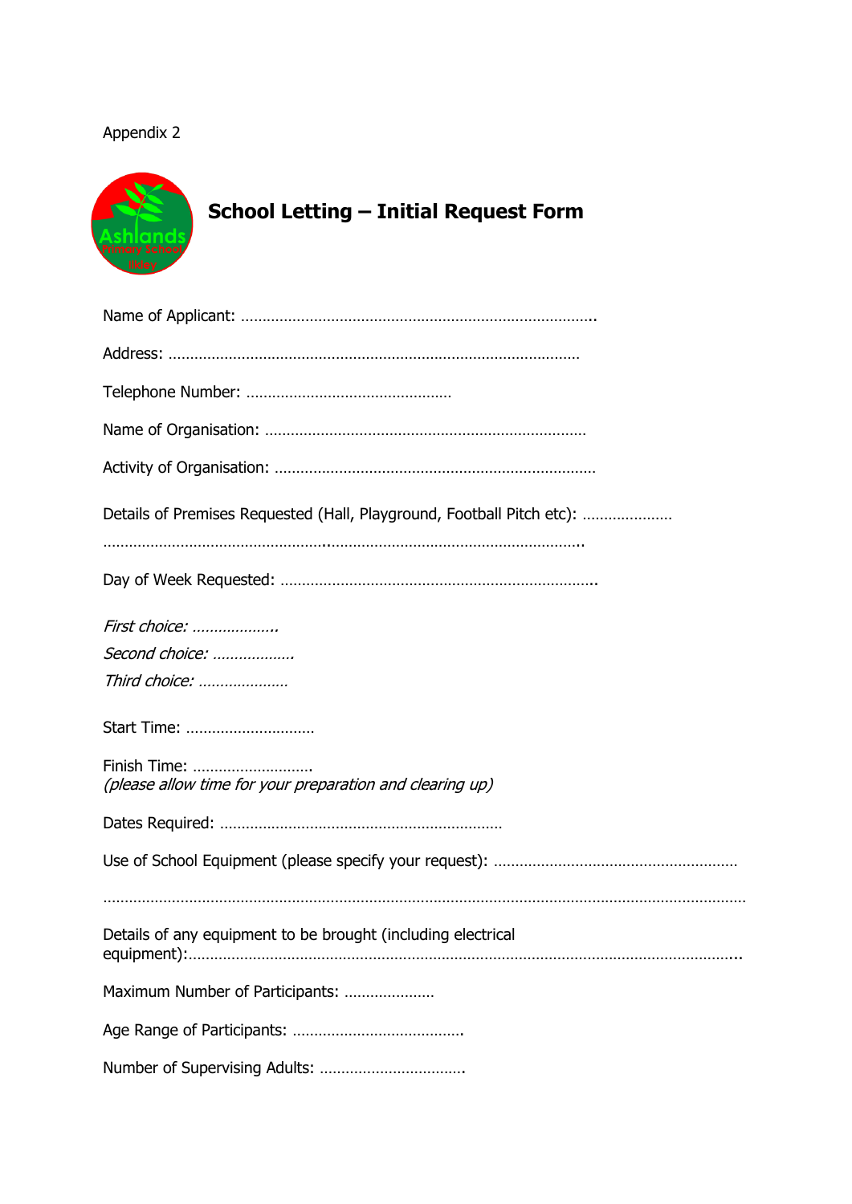Appendix 2

# School Letting – Initial Request Form

Name of Applicant: ………………………………………………………………………..

Address: ……………………………………………………………………………………

Telephone Number: …………………………………………

Name of Organisation: …………………………………………………………………

Activity of Organisation: …………………………………………………………………

Details of Premises Requested (Hall, Playground, Football Pitch etc): …………………

……………………………………………..………………………………………………..

Day of Week Requested: ………………………………………………………………..

*First choice: ………………..*

*Second choice: ……………….*

*Third choice: …………………*

Start Time: …………………………

Finish Time: ……………………….
*(please allow time for your preparation and clearing up)*

Dates Required: …………………………………………………………

Use of School Equipment (please specify your request): ………………………………………………

……………………………………………………………………………………………………………………………

Details of any equipment to be brought (including electrical equipment):……………………………………………………………………………………………………..

Maximum Number of Participants: …………………

Age Range of Participants: ………………………………….

Number of Supervising Adults: …………………………….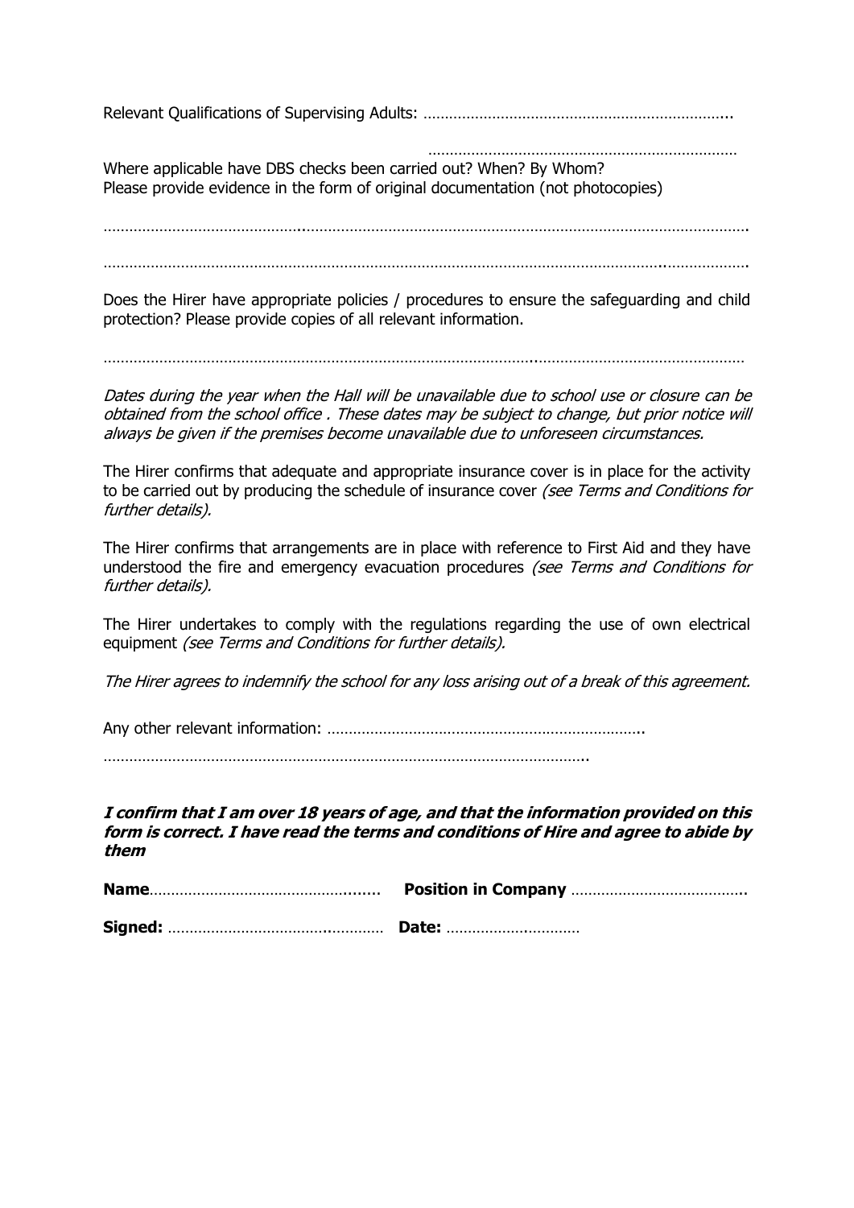Relevant Qualifications of Supervising Adults: ………………………………………………………………..

………………………………………………………………

Where applicable have DBS checks been carried out? When? By Whom?
Please provide evidence in the form of original documentation (not photocopies)

………………………………………………………………………………………………………………………………….

………………………………………………………………………………………………………………………………….

Does the Hirer have appropriate policies / procedures to ensure the safeguarding and child protection? Please provide copies of all relevant information.

…………………………………………………………………………………………………………………………………

*Dates during the year when the Hall will be unavailable due to school use or closure can be obtained from the school office . These dates may be subject to change, but prior notice will always be given if the premises become unavailable due to unforeseen circumstances.*

The Hirer confirms that adequate and appropriate insurance cover is in place for the activity to be carried out by producing the schedule of insurance cover *(see Terms and Conditions for further details).*

The Hirer confirms that arrangements are in place with reference to First Aid and they have understood the fire and emergency evacuation procedures *(see Terms and Conditions for further details).*

The Hirer undertakes to comply with the regulations regarding the use of own electrical equipment *(see Terms and Conditions for further details).*

*The Hirer agrees to indemnify the school for any loss arising out of a break of this agreement.*

Any other relevant information: ………………………………………………………………..

……………………………………………………………………………………………………..

***I confirm that I am over 18 years of age, and that the information provided on this form is correct. I have read the terms and conditions of Hire and agree to abide by them***

**Name**……………………………………….…… **Position in Company** ………………………………….

**Signed:** …………………………….…………… **Date:** ……………….…………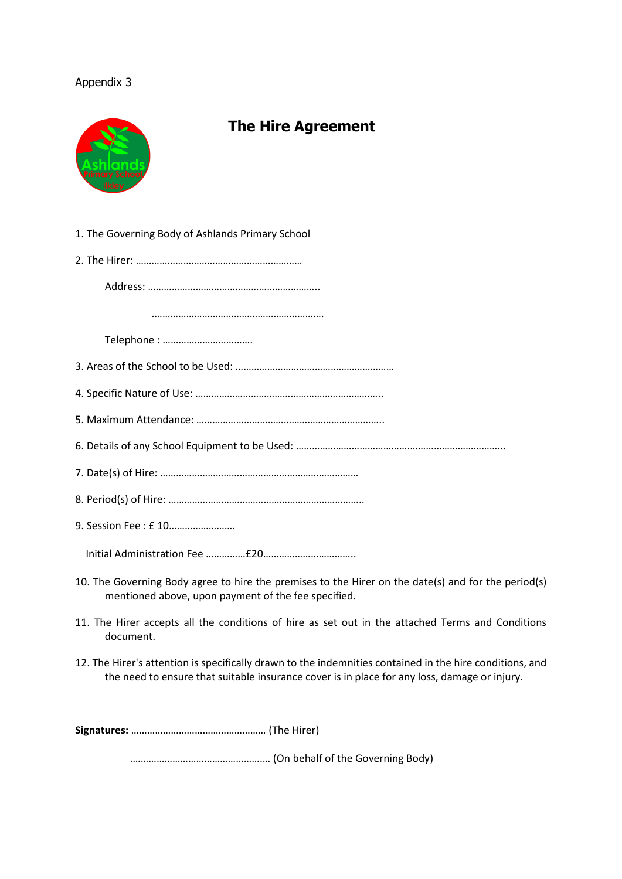Appendix 3

# The Hire Agreement

1. The Governing Body of Ashlands Primary School

2. The Hirer: ………………………………………………………

   Address: ………………………………………………………..

   ………………………………………………………..

   Telephone : …………………………….

3. Areas of the School to be Used: ……………………………………………………

4. Specific Nature of Use: ……………………………………………………………..

5. Maximum Attendance: ……………………………………………………………..

6. Details of any School Equipment to be Used: …………………………………………………………………….

7. Date(s) of Hire: …………………………………………………………………

8. Period(s) of Hire: ………………………………………………………………..

9. Session Fee : £ 10…………………….

   Initial Administration Fee ……………£20……………………………..

10. The Governing Body agree to hire the premises to the Hirer on the date(s) and for the period(s) mentioned above, upon payment of the fee specified.

11. The Hirer accepts all the conditions of hire as set out in the attached Terms and Conditions document.

12. The Hirer's attention is specifically drawn to the indemnities contained in the hire conditions, and the need to ensure that suitable insurance cover is in place for any loss, damage or injury.

**Signatures:** …………………………………………… (The Hirer)

…………………………………………… (On behalf of the Governing Body)